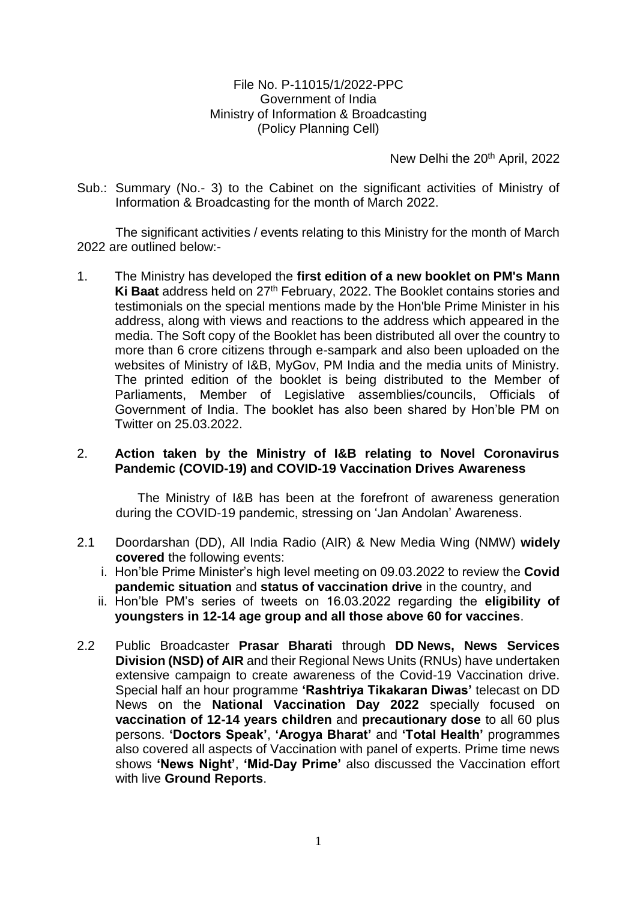File No. P-11015/1/2022-PPC
Government of India
Ministry of Information & Broadcasting
(Policy Planning Cell)

New Delhi the 20th April, 2022

Sub.: Summary (No.- 3) to the Cabinet on the significant activities of Ministry of Information & Broadcasting for the month of March 2022.

The significant activities / events relating to this Ministry for the month of March 2022 are outlined below:-

1. The Ministry has developed the **first edition of a new booklet on PM's Mann Ki Baat** address held on 27th February, 2022. The Booklet contains stories and testimonials on the special mentions made by the Hon'ble Prime Minister in his address, along with views and reactions to the address which appeared in the media. The Soft copy of the Booklet has been distributed all over the country to more than 6 crore citizens through e-sampark and also been uploaded on the websites of Ministry of I&B, MyGov, PM India and the media units of Ministry. The printed edition of the booklet is being distributed to the Member of Parliaments, Member of Legislative assemblies/councils, Officials of Government of India. The booklet has also been shared by Hon'ble PM on Twitter on 25.03.2022.

2. **Action taken by the Ministry of I&B relating to Novel Coronavirus Pandemic (COVID-19) and COVID-19 Vaccination Drives Awareness**

   The Ministry of I&B has been at the forefront of awareness generation during the COVID-19 pandemic, stressing on 'Jan Andolan' Awareness.

2.1 Doordarshan (DD), All India Radio (AIR) & New Media Wing (NMW) **widely covered** the following events:

   i. Hon'ble Prime Minister's high level meeting on 09.03.2022 to review the **Covid pandemic situation** and **status of vaccination drive** in the country, and
   ii. Hon'ble PM's series of tweets on 16.03.2022 regarding the **eligibility of youngsters in 12-14 age group and all those above 60 for vaccines**.

2.2 Public Broadcaster **Prasar Bharati** through **DD News, News Services Division (NSD) of AIR** and their Regional News Units (RNUs) have undertaken extensive campaign to create awareness of the Covid-19 Vaccination drive. Special half an hour programme **'Rashtriya Tikakaran Diwas'** telecast on DD News on the **National Vaccination Day 2022** specially focused on **vaccination of 12-14 years children** and **precautionary dose** to all 60 plus persons. **'Doctors Speak'**, **'Arogya Bharat'** and **'Total Health'** programmes also covered all aspects of Vaccination with panel of experts. Prime time news shows **'News Night'**, **'Mid-Day Prime'** also discussed the Vaccination effort with live **Ground Reports**.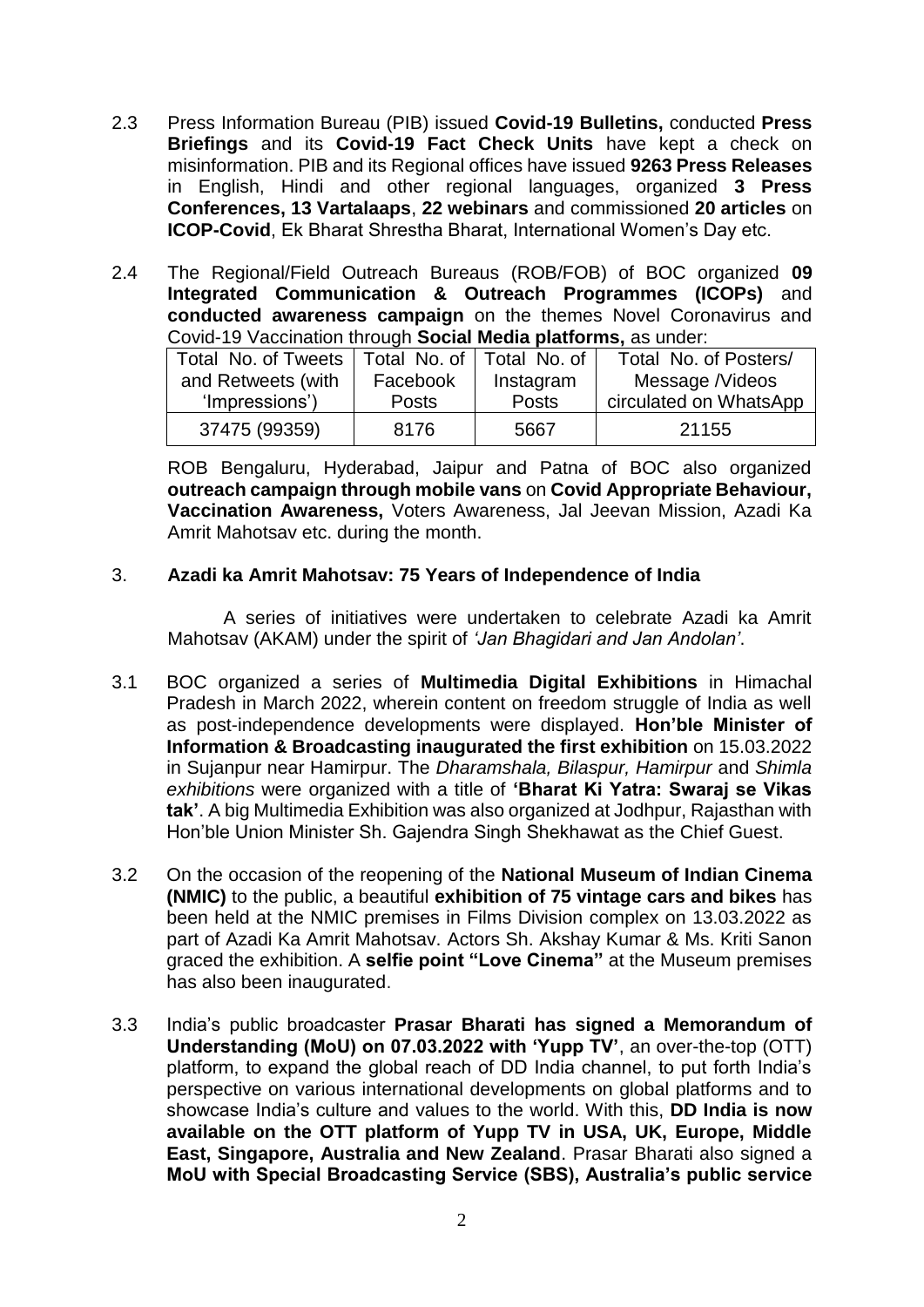2.3 Press Information Bureau (PIB) issued **Covid-19 Bulletins,** conducted **Press Briefings** and its **Covid-19 Fact Check Units** have kept a check on misinformation. PIB and its Regional offices have issued **9263 Press Releases** in English, Hindi and other regional languages, organized **3 Press Conferences, 13 Vartalaaps**, **22 webinars** and commissioned **20 articles** on **ICOP-Covid**, Ek Bharat Shrestha Bharat, International Women's Day etc.

2.4 The Regional/Field Outreach Bureaus (ROB/FOB) of BOC organized **09 Integrated Communication & Outreach Programmes (ICOPs)** and **conducted awareness campaign** on the themes Novel Coronavirus and Covid-19 Vaccination through **Social Media platforms,** as under:

| Total No. of Tweets and Retweets (with 'Impressions') | Total No. of Facebook Posts | Total No. of Instagram Posts | Total No. of Posters/ Message /Videos circulated on WhatsApp |
|---|---|---|---|
| 37475 (99359) | 8176 | 5667 | 21155 |

ROB Bengaluru, Hyderabad, Jaipur and Patna of BOC also organized **outreach campaign through mobile vans** on **Covid Appropriate Behaviour, Vaccination Awareness,** Voters Awareness, Jal Jeevan Mission, Azadi Ka Amrit Mahotsav etc. during the month.

### 3. Azadi ka Amrit Mahotsav: 75 Years of Independence of India

A series of initiatives were undertaken to celebrate Azadi ka Amrit Mahotsav (AKAM) under the spirit of *'Jan Bhagidari and Jan Andolan'*.

3.1 BOC organized a series of **Multimedia Digital Exhibitions** in Himachal Pradesh in March 2022, wherein content on freedom struggle of India as well as post-independence developments were displayed. **Hon'ble Minister of Information & Broadcasting inaugurated the first exhibition** on 15.03.2022 in Sujanpur near Hamirpur. The *Dharamshala, Bilaspur, Hamirpur* and *Shimla exhibitions* were organized with a title of **'Bharat Ki Yatra: Swaraj se Vikas tak'**. A big Multimedia Exhibition was also organized at Jodhpur, Rajasthan with Hon'ble Union Minister Sh. Gajendra Singh Shekhawat as the Chief Guest.

3.2 On the occasion of the reopening of the **National Museum of Indian Cinema (NMIC)** to the public, a beautiful **exhibition of 75 vintage cars and bikes** has been held at the NMIC premises in Films Division complex on 13.03.2022 as part of Azadi Ka Amrit Mahotsav. Actors Sh. Akshay Kumar & Ms. Kriti Sanon graced the exhibition. A **selfie point "Love Cinema"** at the Museum premises has also been inaugurated.

3.3 India's public broadcaster **Prasar Bharati has signed a Memorandum of Understanding (MoU) on 07.03.2022 with 'Yupp TV'**, an over-the-top (OTT) platform, to expand the global reach of DD India channel, to put forth India's perspective on various international developments on global platforms and to showcase India's culture and values to the world. With this, **DD India is now available on the OTT platform of Yupp TV in USA, UK, Europe, Middle East, Singapore, Australia and New Zealand**. Prasar Bharati also signed a **MoU with Special Broadcasting Service (SBS), Australia's public service**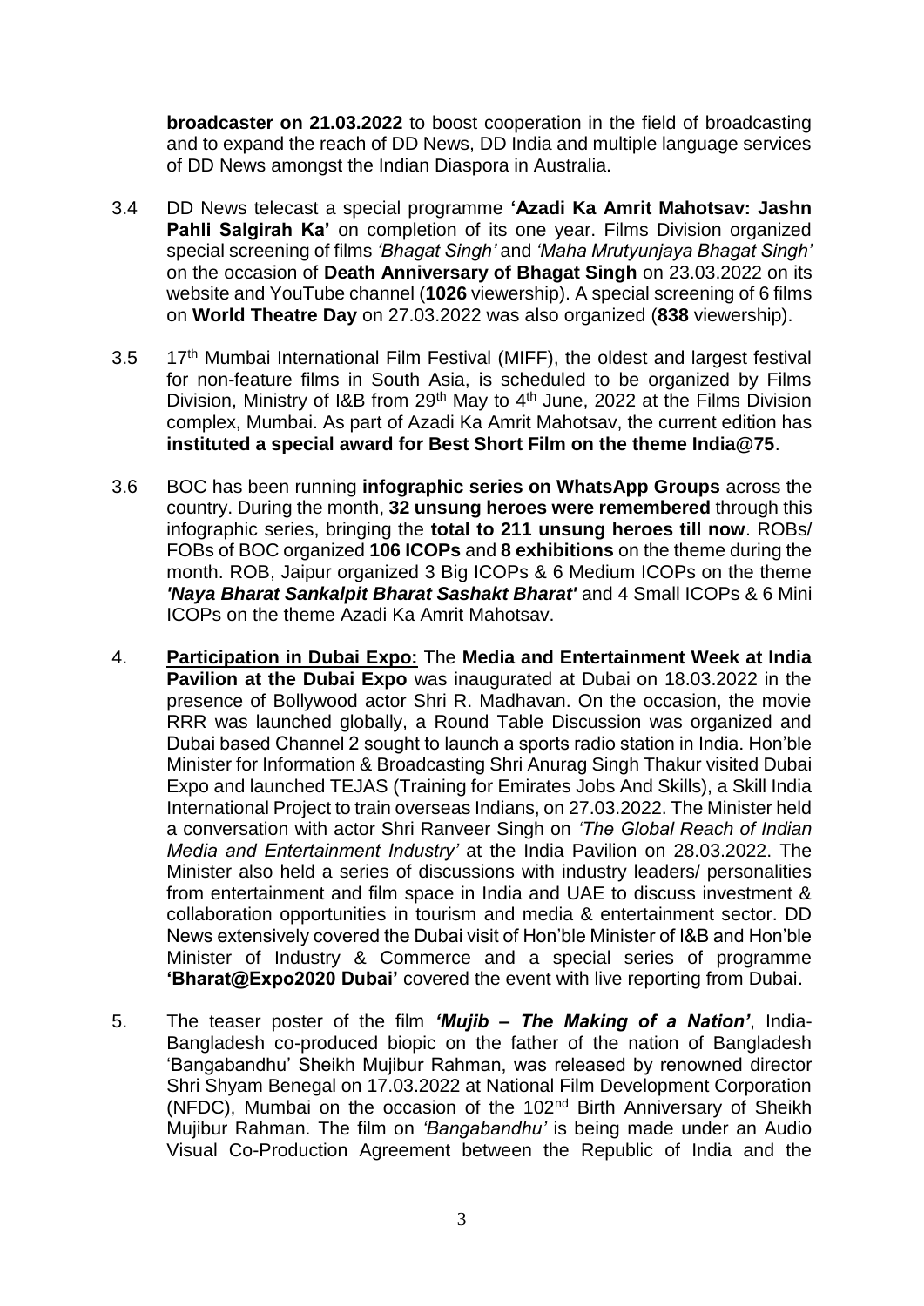**broadcaster on 21.03.2022** to boost cooperation in the field of broadcasting and to expand the reach of DD News, DD India and multiple language services of DD News amongst the Indian Diaspora in Australia.

3.4 DD News telecast a special programme **'Azadi Ka Amrit Mahotsav: Jashn Pahli Salgirah Ka'** on completion of its one year. Films Division organized special screening of films *'Bhagat Singh'* and *'Maha Mrutyunjaya Bhagat Singh'* on the occasion of **Death Anniversary of Bhagat Singh** on 23.03.2022 on its website and YouTube channel (**1026** viewership). A special screening of 6 films on **World Theatre Day** on 27.03.2022 was also organized (**838** viewership).

3.5 17th Mumbai International Film Festival (MIFF), the oldest and largest festival for non-feature films in South Asia, is scheduled to be organized by Films Division, Ministry of I&B from 29th May to 4th June, 2022 at the Films Division complex, Mumbai. As part of Azadi Ka Amrit Mahotsav, the current edition has **instituted a special award for Best Short Film on the theme India@75**.

3.6 BOC has been running **infographic series on WhatsApp Groups** across the country. During the month, **32 unsung heroes were remembered** through this infographic series, bringing the **total to 211 unsung heroes till now**. ROBs/ FOBs of BOC organized **106 ICOPs** and **8 exhibitions** on the theme during the month. ROB, Jaipur organized 3 Big ICOPs & 6 Medium ICOPs on the theme ***'Naya Bharat Sankalpit Bharat Sashakt Bharat'*** and 4 Small ICOPs & 6 Mini ICOPs on the theme Azadi Ka Amrit Mahotsav.

4. **Participation in Dubai Expo:** The **Media and Entertainment Week at India Pavilion at the Dubai Expo** was inaugurated at Dubai on 18.03.2022 in the presence of Bollywood actor Shri R. Madhavan. On the occasion, the movie RRR was launched globally, a Round Table Discussion was organized and Dubai based Channel 2 sought to launch a sports radio station in India. Hon'ble Minister for Information & Broadcasting Shri Anurag Singh Thakur visited Dubai Expo and launched TEJAS (Training for Emirates Jobs And Skills), a Skill India International Project to train overseas Indians, on 27.03.2022. The Minister held a conversation with actor Shri Ranveer Singh on *'The Global Reach of Indian Media and Entertainment Industry'* at the India Pavilion on 28.03.2022. The Minister also held a series of discussions with industry leaders/ personalities from entertainment and film space in India and UAE to discuss investment & collaboration opportunities in tourism and media & entertainment sector. DD News extensively covered the Dubai visit of Hon'ble Minister of I&B and Hon'ble Minister of Industry & Commerce and a special series of programme **'Bharat@Expo2020 Dubai'** covered the event with live reporting from Dubai.

5. The teaser poster of the film ***'Mujib – The Making of a Nation'***, India-Bangladesh co-produced biopic on the father of the nation of Bangladesh 'Bangabandhu' Sheikh Mujibur Rahman, was released by renowned director Shri Shyam Benegal on 17.03.2022 at National Film Development Corporation (NFDC), Mumbai on the occasion of the 102nd Birth Anniversary of Sheikh Mujibur Rahman. The film on *'Bangabandhu'* is being made under an Audio Visual Co-Production Agreement between the Republic of India and the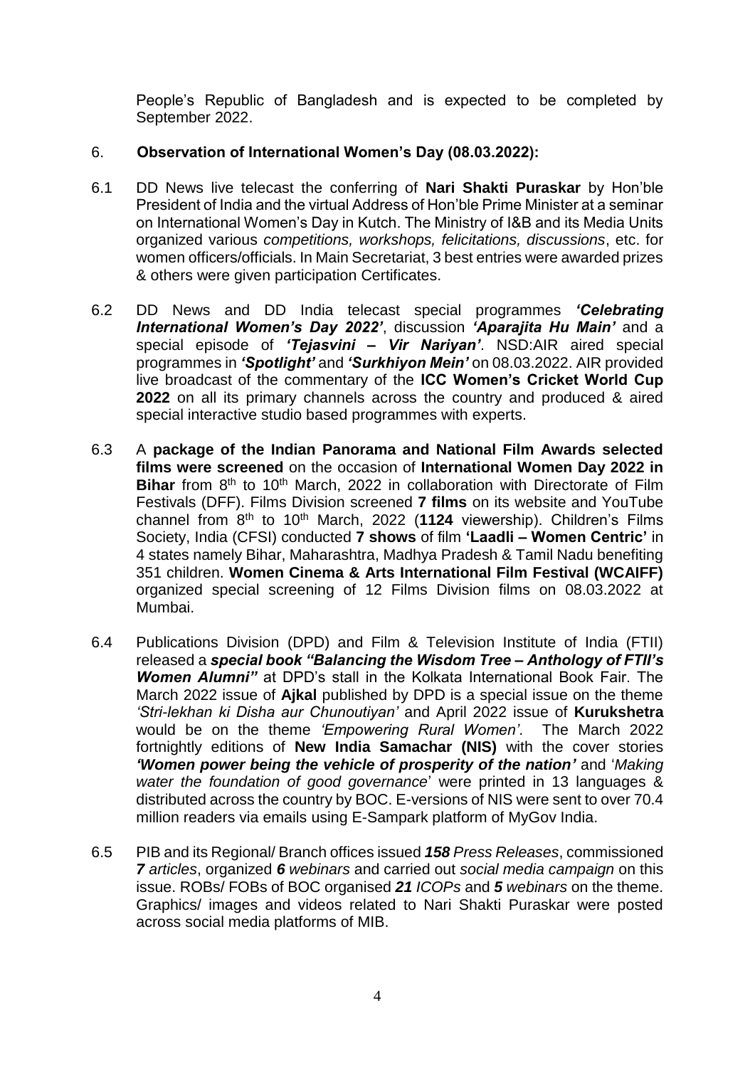People's Republic of Bangladesh and is expected to be completed by September 2022.

6. **Observation of International Women's Day (08.03.2022):**

6.1 DD News live telecast the conferring of **Nari Shakti Puraskar** by Hon'ble President of India and the virtual Address of Hon'ble Prime Minister at a seminar on International Women's Day in Kutch. The Ministry of I&B and its Media Units organized various *competitions, workshops, felicitations, discussions*, etc. for women officers/officials. In Main Secretariat, 3 best entries were awarded prizes & others were given participation Certificates.

6.2 DD News and DD India telecast special programmes ***'Celebrating International Women's Day 2022'***, discussion ***'Aparajita Hu Main'*** and a special episode of ***'Tejasvini – Vir Nariyan'***. NSD:AIR aired special programmes in ***'Spotlight'*** and ***'Surkhiyon Mein'*** on 08.03.2022. AIR provided live broadcast of the commentary of the **ICC Women's Cricket World Cup 2022** on all its primary channels across the country and produced & aired special interactive studio based programmes with experts.

6.3 A **package of the Indian Panorama and National Film Awards selected films were screened** on the occasion of **International Women Day 2022 in Bihar** from 8th to 10th March, 2022 in collaboration with Directorate of Film Festivals (DFF). Films Division screened **7 films** on its website and YouTube channel from 8th to 10th March, 2022 (**1124** viewership). Children's Films Society, India (CFSI) conducted **7 shows** of film **'Laadli – Women Centric'** in 4 states namely Bihar, Maharashtra, Madhya Pradesh & Tamil Nadu benefiting 351 children. **Women Cinema & Arts International Film Festival (WCAIFF)** organized special screening of 12 Films Division films on 08.03.2022 at Mumbai.

6.4 Publications Division (DPD) and Film & Television Institute of India (FTII) released a ***special book "Balancing the Wisdom Tree – Anthology of FTII's Women Alumni"*** at DPD's stall in the Kolkata International Book Fair. The March 2022 issue of **Ajkal** published by DPD is a special issue on the theme *'Stri-lekhan ki Disha aur Chunoutiyan'* and April 2022 issue of **Kurukshetra** would be on the theme *'Empowering Rural Women'*. The March 2022 fortnightly editions of **New India Samachar (NIS)** with the cover stories ***'Women power being the vehicle of prosperity of the nation'*** and '*Making water the foundation of good governance*' were printed in 13 languages & distributed across the country by BOC. E-versions of NIS were sent to over 70.4 million readers via emails using E-Sampark platform of MyGov India.

6.5 PIB and its Regional/ Branch offices issued ***158*** *Press Releases*, commissioned ***7*** *articles*, organized ***6*** *webinars* and carried out *social media campaign* on this issue. ROBs/ FOBs of BOC organised ***21*** *ICOPs* and ***5*** *webinars* on the theme. Graphics/ images and videos related to Nari Shakti Puraskar were posted across social media platforms of MIB.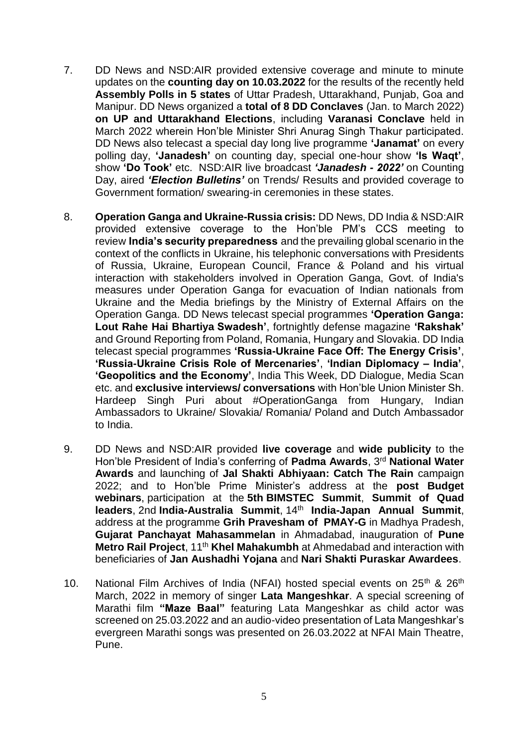7. DD News and NSD:AIR provided extensive coverage and minute to minute updates on the **counting day on 10.03.2022** for the results of the recently held **Assembly Polls in 5 states** of Uttar Pradesh, Uttarakhand, Punjab, Goa and Manipur. DD News organized a **total of 8 DD Conclaves** (Jan. to March 2022) **on UP and Uttarakhand Elections**, including **Varanasi Conclave** held in March 2022 wherein Hon'ble Minister Shri Anurag Singh Thakur participated. DD News also telecast a special day long live programme **'Janamat'** on every polling day, **'Janadesh'** on counting day, special one-hour show **'Is Waqt'**, show **'Do Took'** etc. NSD:AIR live broadcast ***'Janadesh - 2022'*** on Counting Day, aired ***'Election Bulletins'*** on Trends/ Results and provided coverage to Government formation/ swearing-in ceremonies in these states.

8. **Operation Ganga and Ukraine-Russia crisis:** DD News, DD India & NSD:AIR provided extensive coverage to the Hon'ble PM's CCS meeting to review **India's security preparedness** and the prevailing global scenario in the context of the conflicts in Ukraine, his telephonic conversations with Presidents of Russia, Ukraine, European Council, France & Poland and his virtual interaction with stakeholders involved in Operation Ganga, Govt. of India's measures under Operation Ganga for evacuation of Indian nationals from Ukraine and the Media briefings by the Ministry of External Affairs on the Operation Ganga. DD News telecast special programmes **'Operation Ganga: Lout Rahe Hai Bhartiya Swadesh'**, fortnightly defense magazine **'Rakshak'** and Ground Reporting from Poland, Romania, Hungary and Slovakia. DD India telecast special programmes **'Russia-Ukraine Face Off: The Energy Crisis'**, **'Russia-Ukraine Crisis Role of Mercenaries'**, **'Indian Diplomacy – India'**, **'Geopolitics and the Economy'**, India This Week, DD Dialogue, Media Scan etc. and **exclusive interviews/ conversations** with Hon'ble Union Minister Sh. Hardeep Singh Puri about #OperationGanga from Hungary, Indian Ambassadors to Ukraine/ Slovakia/ Romania/ Poland and Dutch Ambassador to India.

9. DD News and NSD:AIR provided **live coverage** and **wide publicity** to the Hon'ble President of India's conferring of **Padma Awards**, 3rd **National Water Awards** and launching of **Jal Shakti Abhiyaan: Catch The Rain** campaign 2022; and to Hon'ble Prime Minister's address at the **post Budget webinars**, participation at the **5th BIMSTEC Summit**, **Summit of Quad leaders**, 2nd **India-Australia Summit**, 14th **India-Japan Annual Summit**, address at the programme **Grih Pravesham of PMAY-G** in Madhya Pradesh, **Gujarat Panchayat Mahasammelan** in Ahmadabad, inauguration of **Pune Metro Rail Project**, 11th **Khel Mahakumbh** at Ahmedabad and interaction with beneficiaries of **Jan Aushadhi Yojana** and **Nari Shakti Puraskar Awardees**.

10. National Film Archives of India (NFAI) hosted special events on 25th & 26th March, 2022 in memory of singer **Lata Mangeshkar**. A special screening of Marathi film **"Maze Baal"** featuring Lata Mangeshkar as child actor was screened on 25.03.2022 and an audio-video presentation of Lata Mangeshkar's evergreen Marathi songs was presented on 26.03.2022 at NFAI Main Theatre, Pune.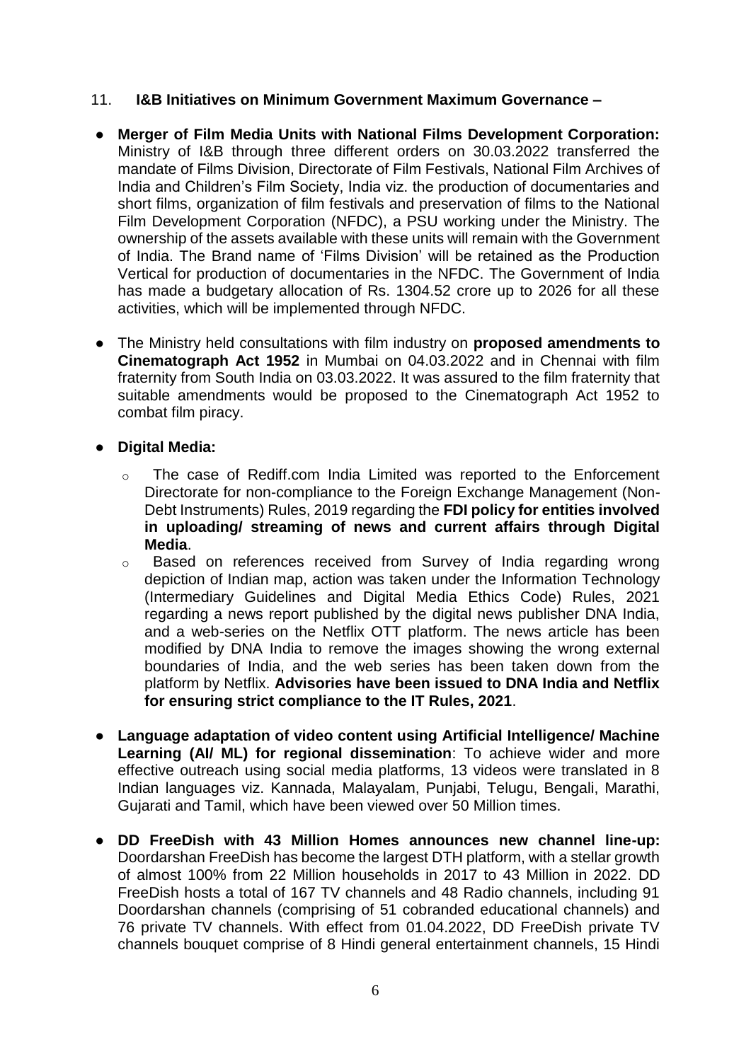11. **I&B Initiatives on Minimum Government Maximum Governance –**

- **Merger of Film Media Units with National Films Development Corporation:** Ministry of I&B through three different orders on 30.03.2022 transferred the mandate of Films Division, Directorate of Film Festivals, National Film Archives of India and Children's Film Society, India viz. the production of documentaries and short films, organization of film festivals and preservation of films to the National Film Development Corporation (NFDC), a PSU working under the Ministry. The ownership of the assets available with these units will remain with the Government of India. The Brand name of 'Films Division' will be retained as the Production Vertical for production of documentaries in the NFDC. The Government of India has made a budgetary allocation of Rs. 1304.52 crore up to 2026 for all these activities, which will be implemented through NFDC.

- The Ministry held consultations with film industry on **proposed amendments to Cinematograph Act 1952** in Mumbai on 04.03.2022 and in Chennai with film fraternity from South India on 03.03.2022. It was assured to the film fraternity that suitable amendments would be proposed to the Cinematograph Act 1952 to combat film piracy.

- **Digital Media:**
    - The case of Rediff.com India Limited was reported to the Enforcement Directorate for non-compliance to the Foreign Exchange Management (Non-Debt Instruments) Rules, 2019 regarding the **FDI policy for entities involved in uploading/ streaming of news and current affairs through Digital Media**.
    - Based on references received from Survey of India regarding wrong depiction of Indian map, action was taken under the Information Technology (Intermediary Guidelines and Digital Media Ethics Code) Rules, 2021 regarding a news report published by the digital news publisher DNA India, and a web-series on the Netflix OTT platform. The news article has been modified by DNA India to remove the images showing the wrong external boundaries of India, and the web series has been taken down from the platform by Netflix. **Advisories have been issued to DNA India and Netflix for ensuring strict compliance to the IT Rules, 2021**.

- **Language adaptation of video content using Artificial Intelligence/ Machine Learning (AI/ ML) for regional dissemination**: To achieve wider and more effective outreach using social media platforms, 13 videos were translated in 8 Indian languages viz. Kannada, Malayalam, Punjabi, Telugu, Bengali, Marathi, Gujarati and Tamil, which have been viewed over 50 Million times.

- **DD FreeDish with 43 Million Homes announces new channel line-up:** Doordarshan FreeDish has become the largest DTH platform, with a stellar growth of almost 100% from 22 Million households in 2017 to 43 Million in 2022. DD FreeDish hosts a total of 167 TV channels and 48 Radio channels, including 91 Doordarshan channels (comprising of 51 cobranded educational channels) and 76 private TV channels. With effect from 01.04.2022, DD FreeDish private TV channels bouquet comprise of 8 Hindi general entertainment channels, 15 Hindi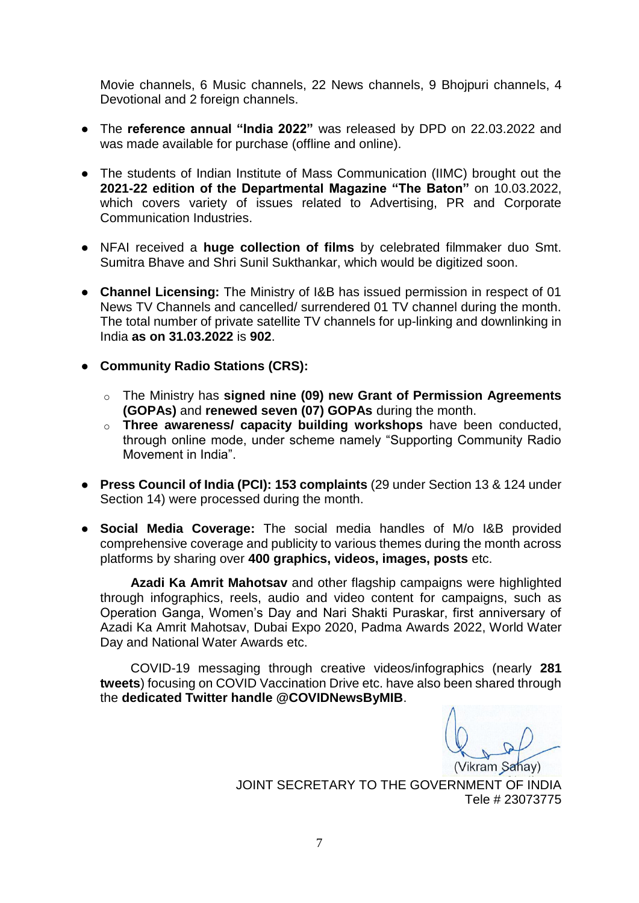Movie channels, 6 Music channels, 22 News channels, 9 Bhojpuri channels, 4 Devotional and 2 foreign channels.

- The **reference annual "India 2022"** was released by DPD on 22.03.2022 and was made available for purchase (offline and online).

- The students of Indian Institute of Mass Communication (IIMC) brought out the **2021-22 edition of the Departmental Magazine "The Baton"** on 10.03.2022, which covers variety of issues related to Advertising, PR and Corporate Communication Industries.

- NFAI received a **huge collection of films** by celebrated filmmaker duo Smt. Sumitra Bhave and Shri Sunil Sukthankar, which would be digitized soon.

- **Channel Licensing:** The Ministry of I&B has issued permission in respect of 01 News TV Channels and cancelled/ surrendered 01 TV channel during the month. The total number of private satellite TV channels for up-linking and downlinking in India **as on 31.03.2022** is **902**.

- **Community Radio Stations (CRS):**
  - The Ministry has **signed nine (09) new Grant of Permission Agreements (GOPAs)** and **renewed seven (07) GOPAs** during the month.
  - **Three awareness/ capacity building workshops** have been conducted, through online mode, under scheme namely "Supporting Community Radio Movement in India".

- **Press Council of India (PCI): 153 complaints** (29 under Section 13 & 124 under Section 14) were processed during the month.

- **Social Media Coverage:** The social media handles of M/o I&B provided comprehensive coverage and publicity to various themes during the month across platforms by sharing over **400 graphics, videos, images, posts** etc.

  **Azadi Ka Amrit Mahotsav** and other flagship campaigns were highlighted through infographics, reels, audio and video content for campaigns, such as Operation Ganga, Women's Day and Nari Shakti Puraskar, first anniversary of Azadi Ka Amrit Mahotsav, Dubai Expo 2020, Padma Awards 2022, World Water Day and National Water Awards etc.

  COVID-19 messaging through creative videos/infographics (nearly **281 tweets**) focusing on COVID Vaccination Drive etc. have also been shared through the **dedicated Twitter handle @COVIDNewsByMIB**.

(Vikram Sahay)
JOINT SECRETARY TO THE GOVERNMENT OF INDIA
Tele # 23073775